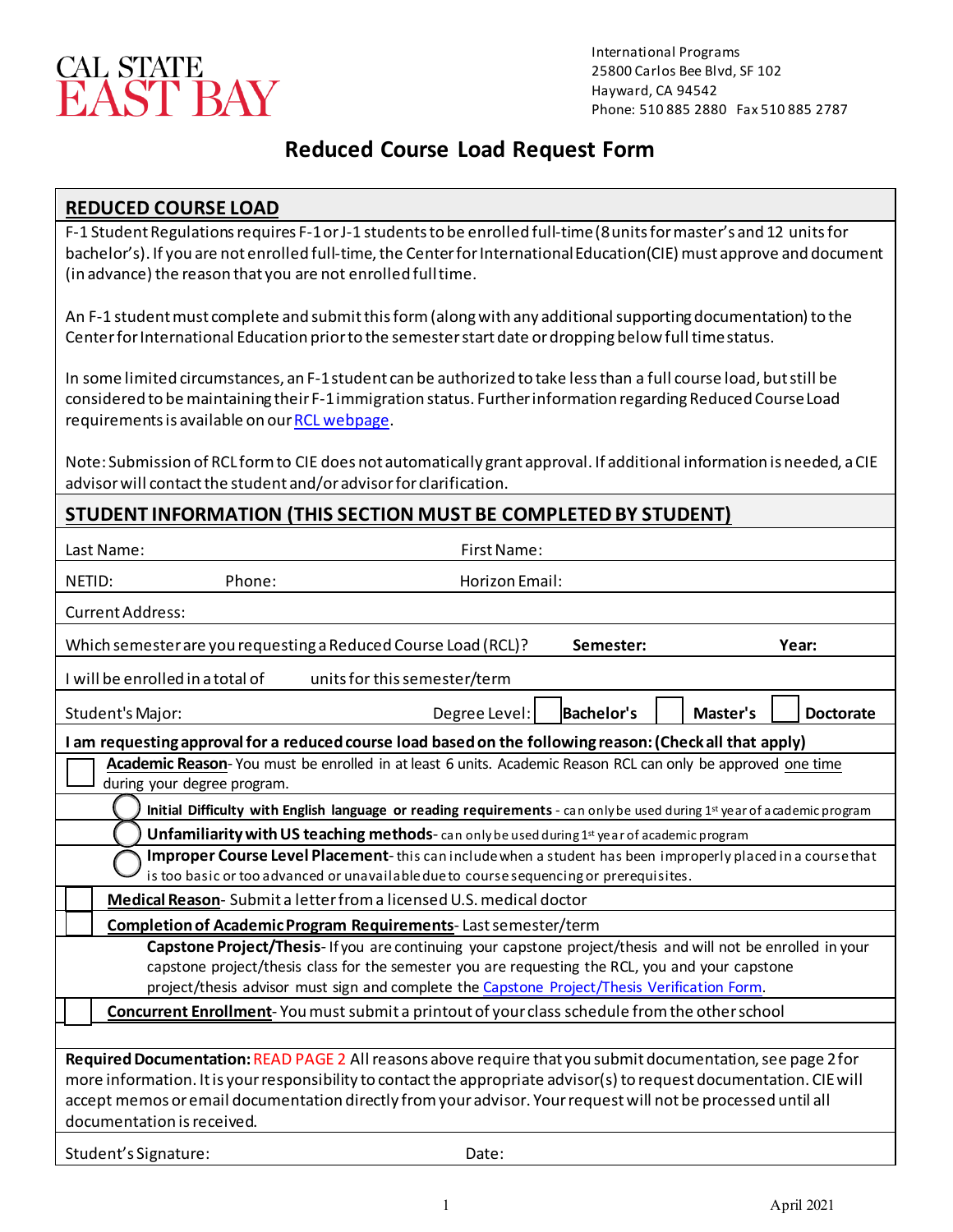CAL STATE EAST BAY

International Programs
25800 Carlos Bee Blvd, SF 102
Hayward, CA 94542
Phone: 510 885 2880 Fax 510 885 2787

# Reduced Course Load Request Form

## REDUCED COURSE LOAD

F-1 Student Regulations requires F-1 or J-1 students to be enrolled full-time (8 units for master's and 12 units for bachelor's). If you are not enrolled full-time, the Center for International Education (CIE) must approve and document (in advance) the reason that you are not enrolled full time.

An F-1 student must complete and submit this form (along with any additional supporting documentation) to the Center for International Education prior to the semester start date or dropping below full time status.

In some limited circumstances, an F-1 student can be authorized to take less than a full course load, but still be considered to be maintaining their F-1 immigration status. Further information regarding Reduced Course Load requirements is available on our RCL webpage.

Note: Submission of RCL form to CIE does not automatically grant approval. If additional information is needed, a CIE advisor will contact the student and/or advisor for clarification.

## STUDENT INFORMATION (THIS SECTION MUST BE COMPLETED BY STUDENT)

Last Name: First Name:

NETID: Phone: Horizon Email:

Current Address:

Which semester are you requesting a Reduced Course Load (RCL)? **Semester:** **Year:**

I will be enrolled in a total of ____ units for this semester/term

Student's Major: Degree Level: ☐ **Bachelor's** ☐ **Master's** ☐ **Doctorate**

**I am requesting approval for a reduced course load based on the following reason: (Check all that apply)**

☐ **Academic Reason**- You must be enrolled in at least 6 units. Academic Reason RCL can only be approved one time during your degree program.

- ◯ **Initial Difficulty with English language or reading requirements** - can only be used during 1st year of academic program
- ◯ **Unfamiliarity with US teaching methods**- can only be used during 1st year of academic program
- ◯ **Improper Course Level Placement**- this can include when a student has been improperly placed in a course that is too basic or too advanced or unavailable due to course sequencing or prerequisites.

☐ **Medical Reason**- Submit a letter from a licensed U.S. medical doctor

☐ **Completion of Academic Program Requirements**- Last semester/term

**Capstone Project/Thesis**- If you are continuing your capstone project/thesis and will not be enrolled in your capstone project/thesis class for the semester you are requesting the RCL, you and your capstone project/thesis advisor must sign and complete the Capstone Project/Thesis Verification Form.

☐ **Concurrent Enrollment**- You must submit a printout of your class schedule from the other school

**Required Documentation:** READ PAGE 2 All reasons above require that you submit documentation, see page 2 for more information. It is your responsibility to contact the appropriate advisor(s) to request documentation. CIE will accept memos or email documentation directly from your advisor. Your request will not be processed until all documentation is received.

Student's Signature: Date:

April 2021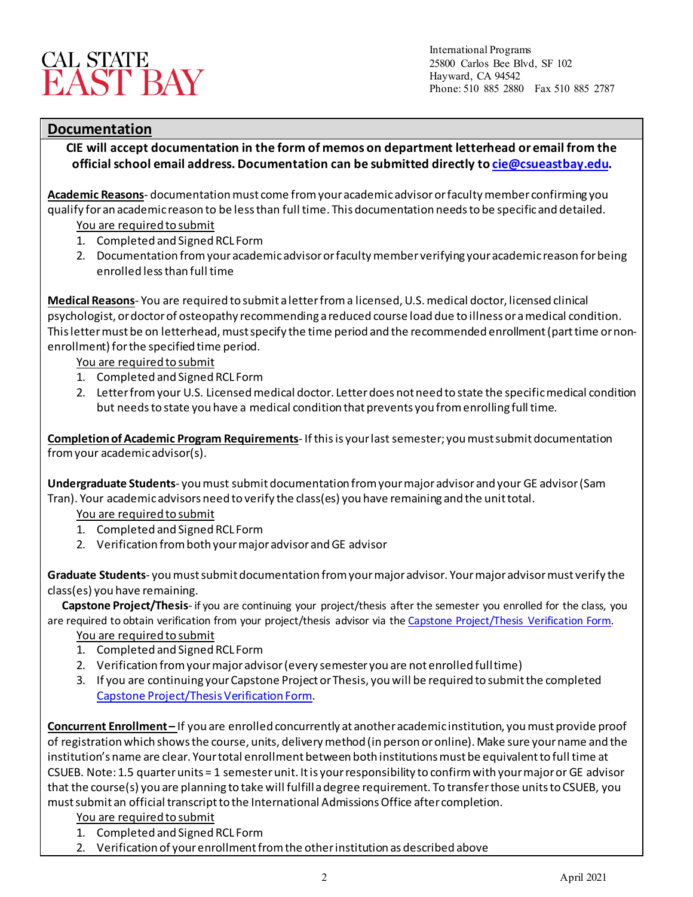CAL STATE EAST BAY

International Programs
25800 Carlos Bee Blvd, SF 102
Hayward, CA 94542
Phone: 510 885 2880 Fax 510 885 2787

## Documentation

**CIE will accept documentation in the form of memos on department letterhead or email from the official school email address. Documentation can be submitted directly to cie@csueastbay.edu.**

**Academic Reasons**- documentation must come from your academic advisor or faculty member confirming you qualify for an academic reason to be less than full time. This documentation needs to be specific and detailed.

You are required to submit

1. Completed and Signed RCL Form
2. Documentation from your academic advisor or faculty member verifying your academic reason for being enrolled less than full time

**Medical Reasons**- You are required to submit a letter from a licensed, U.S. medical doctor, licensed clinical psychologist, or doctor of osteopathy recommending a reduced course load due to illness or a medical condition. This letter must be on letterhead, must specify the time period and the recommended enrollment (part time or non-enrollment) for the specified time period.

You are required to submit

1. Completed and Signed RCL Form
2. Letter from your U.S. Licensed medical doctor. Letter does not need to state the specific medical condition but needs to state you have a medical condition that prevents you from enrolling full time.

**Completion of Academic Program Requirements**- If this is your last semester; you must submit documentation from your academic advisor(s).

**Undergraduate Students**- you must submit documentation from your major advisor and your GE advisor (Sam Tran). Your academic advisors need to verify the class(es) you have remaining and the unit total.

You are required to submit

1. Completed and Signed RCL Form
2. Verification from both your major advisor and GE advisor

**Graduate Students**- you must submit documentation from your major advisor. Your major advisor must verify the class(es) you have remaining.

**Capstone Project/Thesis**- if you are continuing your project/thesis after the semester you enrolled for the class, you are required to obtain verification from your project/thesis advisor via the Capstone Project/Thesis Verification Form.

You are required to submit

1. Completed and Signed RCL Form
2. Verification from your major advisor (every semester you are not enrolled full time)
3. If you are continuing your Capstone Project or Thesis, you will be required to submit the completed Capstone Project/Thesis Verification Form.

**Concurrent Enrollment –** If you are enrolled concurrently at another academic institution, you must provide proof of registration which shows the course, units, delivery method (in person or online). Make sure your name and the institution's name are clear. Your total enrollment between both institutions must be equivalent to full time at CSUEB. Note: 1.5 quarter units = 1 semester unit. It is your responsibility to confirm with your major or GE advisor that the course(s) you are planning to take will fulfill a degree requirement. To transfer those units to CSUEB, you must submit an official transcript to the International Admissions Office after completion.

You are required to submit

1. Completed and Signed RCL Form
2. Verification of your enrollment from the other institution as described above

April 2021